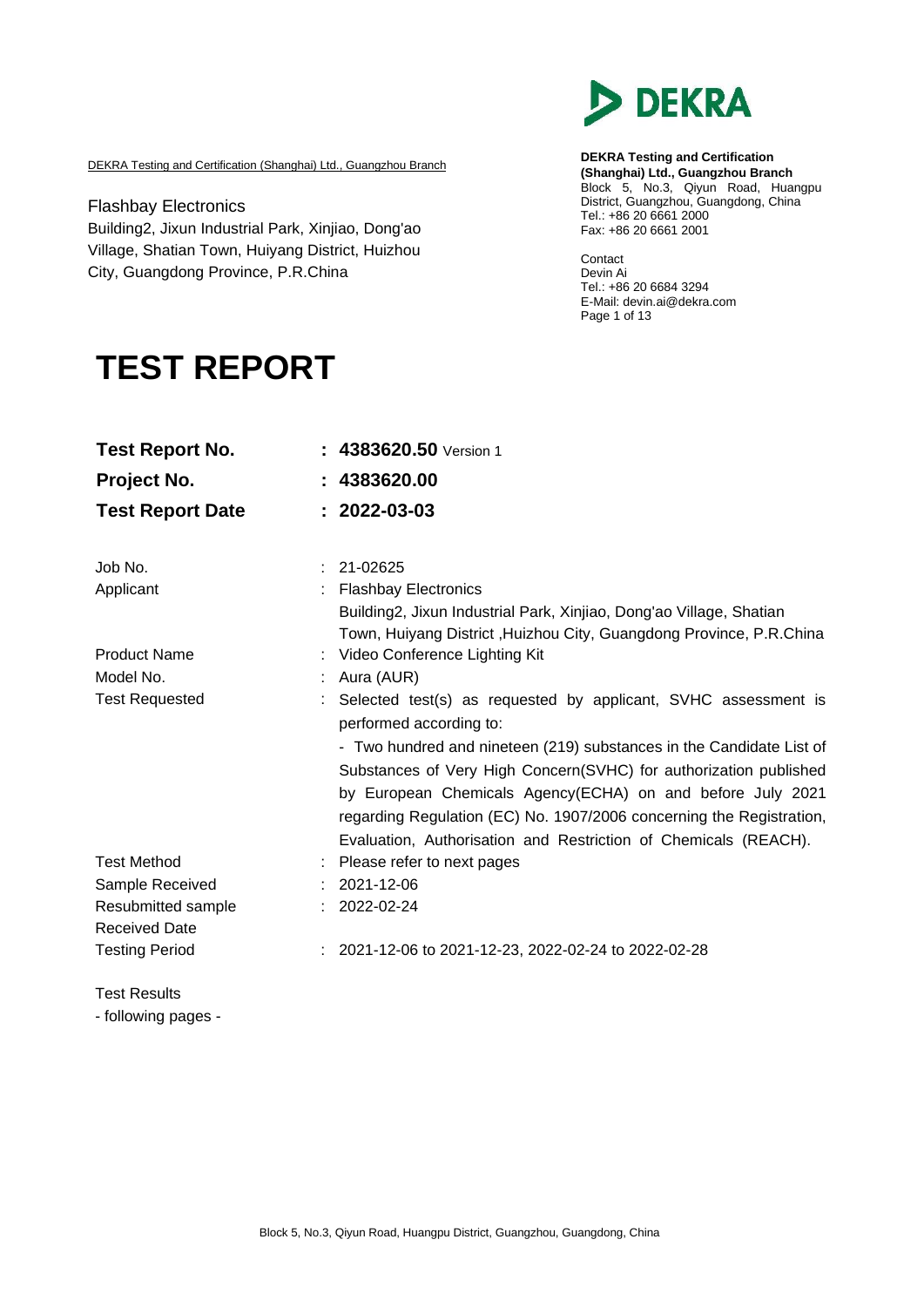DEKRA Testing and Certification (Shanghai) Ltd., Guangzhou Branch

Flashbay Electronics
Building2, Jixun Industrial Park, Xinjiao, Dong'ao Village, Shatian Town, Huiyang District, Huizhou City, Guangdong Province, P.R.China

**DEKRA Testing and Certification (Shanghai) Ltd., Guangzhou Branch**
Block 5, No.3, Qiyun Road, Huangpu District, Guangzhou, Guangdong, China
Tel.: +86 20 6661 2000
Fax: +86 20 6661 2001

Contact
Devin Ai
Tel.: +86 20 6684 3294
E-Mail: devin.ai@dekra.com

# TEST REPORT

| | |
|---|---|
| **Test Report No.** | : **4383620.50** Version 1 |
| **Project No.** | : **4383620.00** |
| **Test Report Date** | : **2022-03-03** |

| | |
|---|---|
| Job No. | : 21-02625 |
| Applicant | : Flashbay Electronics<br>Building2, Jixun Industrial Park, Xinjiao, Dong'ao Village, Shatian Town, Huiyang District ,Huizhou City, Guangdong Province, P.R.China |
| Product Name | : Video Conference Lighting Kit |
| Model No. | : Aura (AUR) |
| Test Requested | : Selected test(s) as requested by applicant, SVHC assessment is performed according to:<br>- Two hundred and nineteen (219) substances in the Candidate List of Substances of Very High Concern(SVHC) for authorization published by European Chemicals Agency(ECHA) on and before July 2021 regarding Regulation (EC) No. 1907/2006 concerning the Registration, Evaluation, Authorisation and Restriction of Chemicals (REACH). |
| Test Method | : Please refer to next pages |
| Sample Received | : 2021-12-06 |
| Resubmitted sample Received Date | : 2022-02-24 |
| Testing Period | : 2021-12-06 to 2021-12-23, 2022-02-24 to 2022-02-28 |

Test Results
- following pages -

Block 5, No.3, Qiyun Road, Huangpu District, Guangzhou, Guangdong, China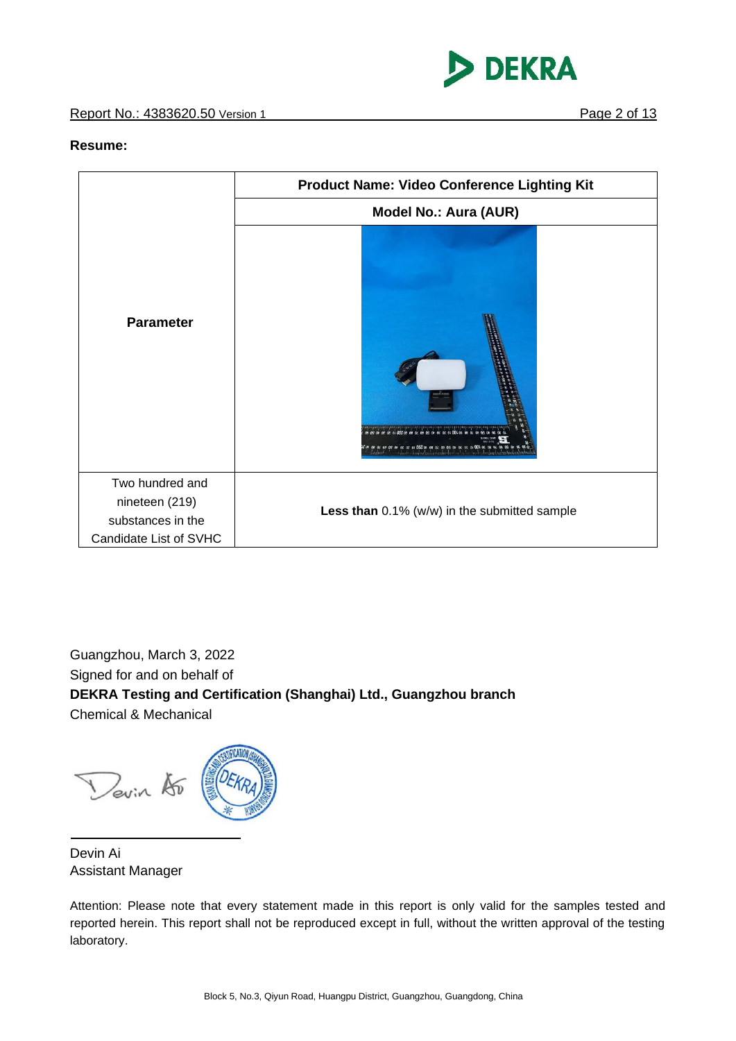**Resume:**

| Parameter | Product Name: Video Conference Lighting Kit |
|---|---|
| | Model No.: Aura (AUR) |
| Two hundred and nineteen (219) substances in the Candidate List of SVHC | **Less than** 0.1% (w/w) in the submitted sample |

Guangzhou, March 3, 2022

Signed for and on behalf of

**DEKRA Testing and Certification (Shanghai) Ltd., Guangzhou branch**

Chemical & Mechanical

Devin Ai

Assistant Manager

Attention: Please note that every statement made in this report is only valid for the samples tested and reported herein. This report shall not be reproduced except in full, without the written approval of the testing laboratory.

Block 5, No.3, Qiyun Road, Huangpu District, Guangzhou, Guangdong, China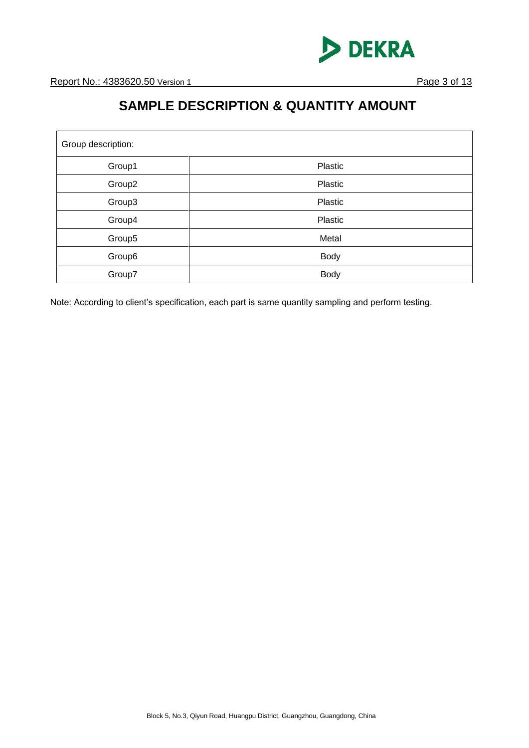# SAMPLE DESCRIPTION & QUANTITY AMOUNT

| Group description: | |
|---|---|
| Group1 | Plastic |
| Group2 | Plastic |
| Group3 | Plastic |
| Group4 | Plastic |
| Group5 | Metal |
| Group6 | Body |
| Group7 | Body |

Note: According to client's specification, each part is same quantity sampling and perform testing.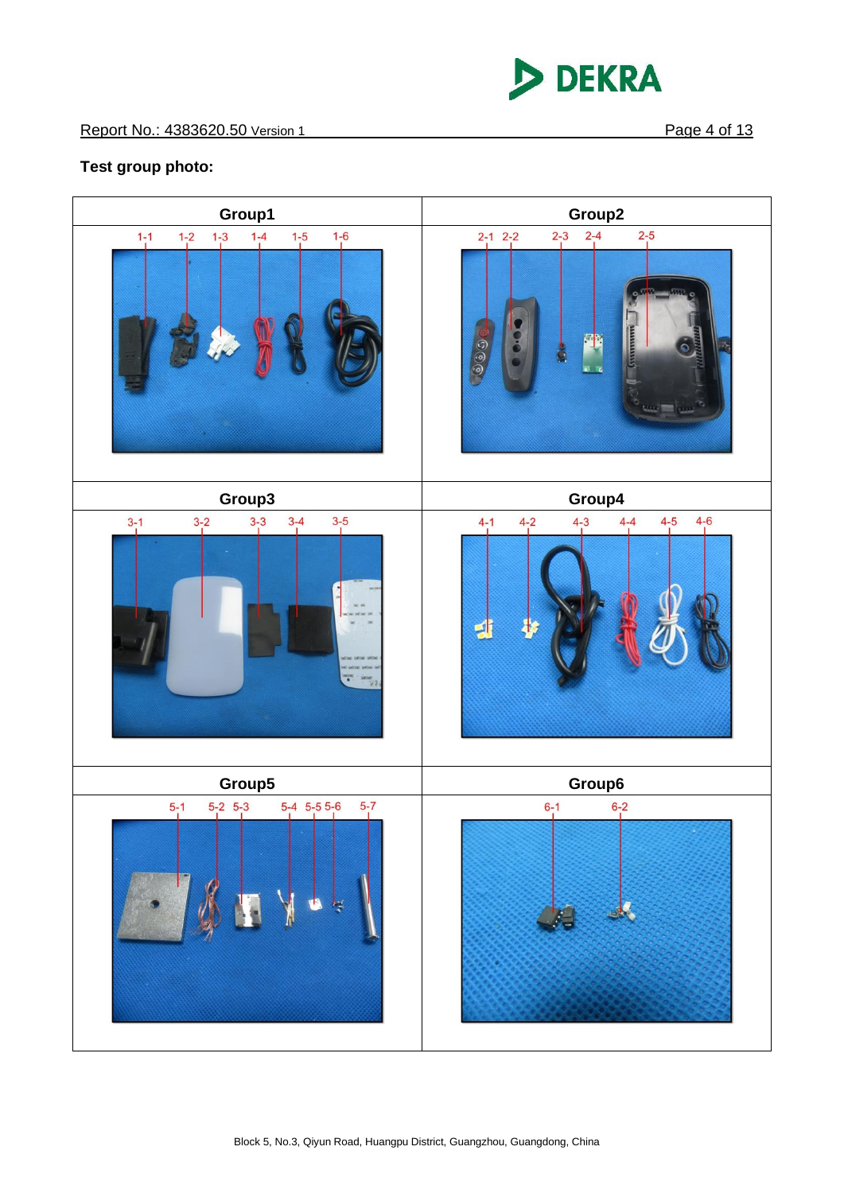Report No.: 4383620.50 Version 1

**Test group photo:**

| Group1 | Group2 |
| --- | --- |
| 1-1 1-2 1-3 1-4 1-5 1-6 | 2-1 2-2 2-3 2-4 2-5 |
| Group3 | Group4 |
| 3-1 3-2 3-3 3-4 3-5 | 4-1 4-2 4-3 4-4 4-5 4-6 |
| Group5 | Group6 |
| 5-1 5-2 5-3 5-4 5-5 5-6 5-7 | 6-1 6-2 |

Block 5, No.3, Qiyun Road, Huangpu District, Guangzhou, Guangdong, China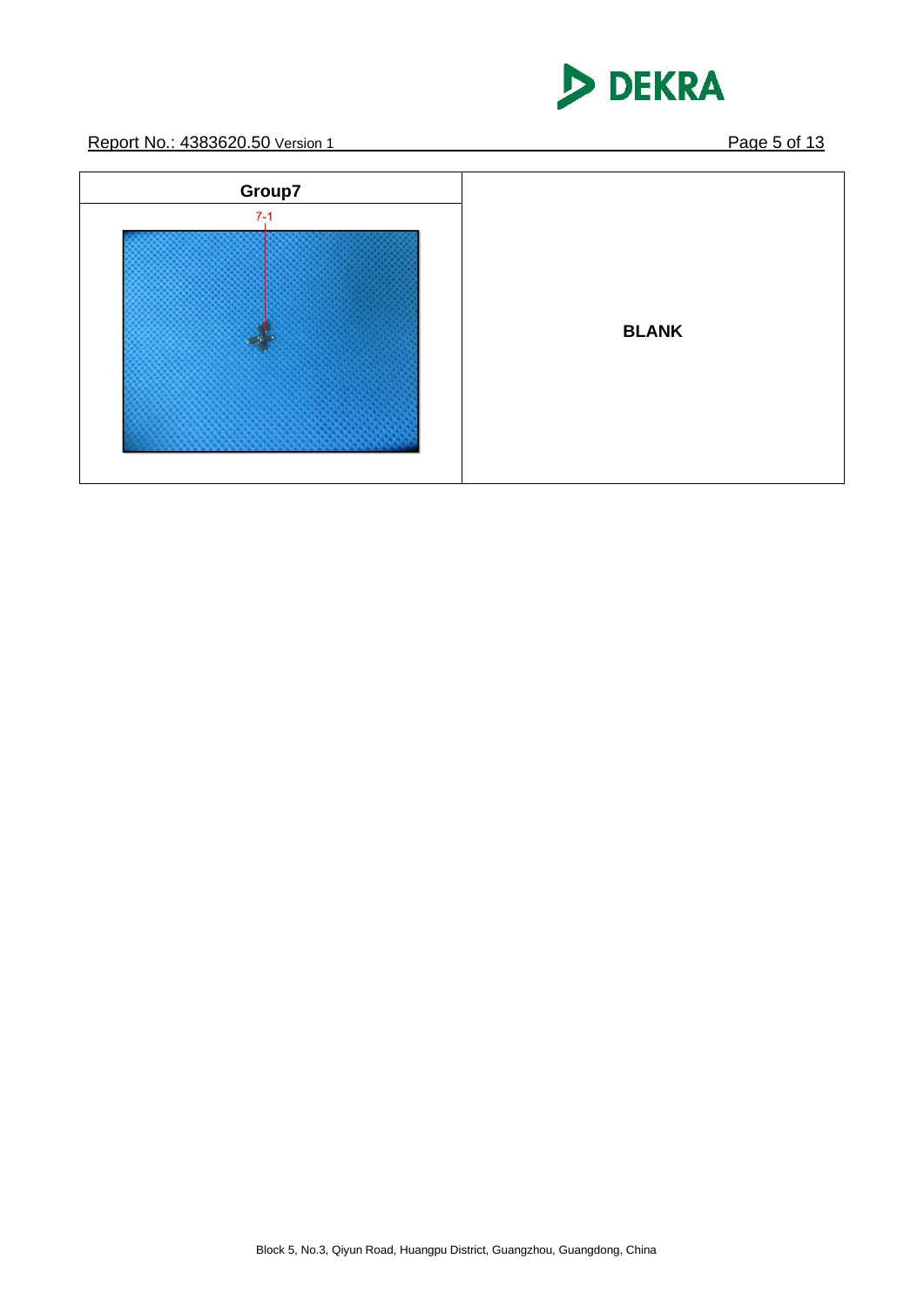| Group7 | BLANK |
| --- | --- |
| 7-1 | |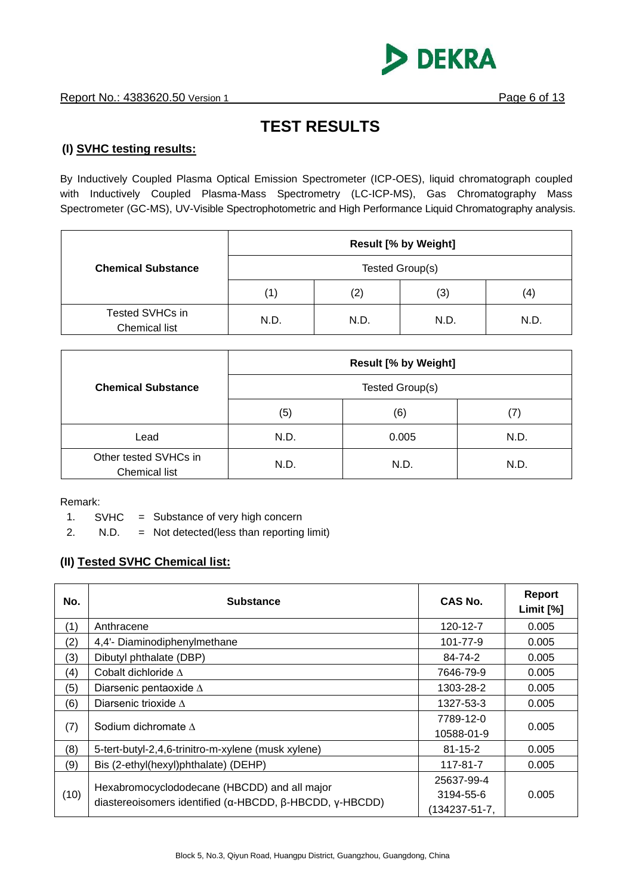# TEST RESULTS

## (I) SVHC testing results:

By Inductively Coupled Plasma Optical Emission Spectrometer (ICP-OES), liquid chromatograph coupled with Inductively Coupled Plasma-Mass Spectrometry (LC-ICP-MS), Gas Chromatography Mass Spectrometer (GC-MS), UV-Visible Spectrophotometric and High Performance Liquid Chromatography analysis.

| Chemical Substance | Result [% by Weight] | | | |
|---|---|---|---|---|
| | Tested Group(s) | | | |
| | (1) | (2) | (3) | (4) |
| Tested SVHCs in Chemical list | N.D. | N.D. | N.D. | N.D. |

| Chemical Substance | Result [% by Weight] | | |
|---|---|---|---|
| | Tested Group(s) | | |
| | (5) | (6) | (7) |
| Lead | N.D. | 0.005 | N.D. |
| Other tested SVHCs in Chemical list | N.D. | N.D. | N.D. |

Remark:

1. SVHC = Substance of very high concern
2. N.D. = Not detected(less than reporting limit)

## (II) Tested SVHC Chemical list:

| No. | Substance | CAS No. | Report Limit [%] |
|---|---|---|---|
| (1) | Anthracene | 120-12-7 | 0.005 |
| (2) | 4,4'- Diaminodiphenylmethane | 101-77-9 | 0.005 |
| (3) | Dibutyl phthalate (DBP) | 84-74-2 | 0.005 |
| (4) | Cobalt dichloride Δ | 7646-79-9 | 0.005 |
| (5) | Diarsenic pentaoxide Δ | 1303-28-2 | 0.005 |
| (6) | Diarsenic trioxide Δ | 1327-53-3 | 0.005 |
| (7) | Sodium dichromate Δ | 7789-12-0<br>10588-01-9 | 0.005 |
| (8) | 5-tert-butyl-2,4,6-trinitro-m-xylene (musk xylene) | 81-15-2 | 0.005 |
| (9) | Bis (2-ethyl(hexyl)phthalate) (DEHP) | 117-81-7 | 0.005 |
| (10) | Hexabromocyclododecane (HBCDD) and all major diastereoisomers identified (α-HBCDD, β-HBCDD, γ-HBCDD) | 25637-99-4<br>3194-55-6<br>(134237-51-7, | 0.005 |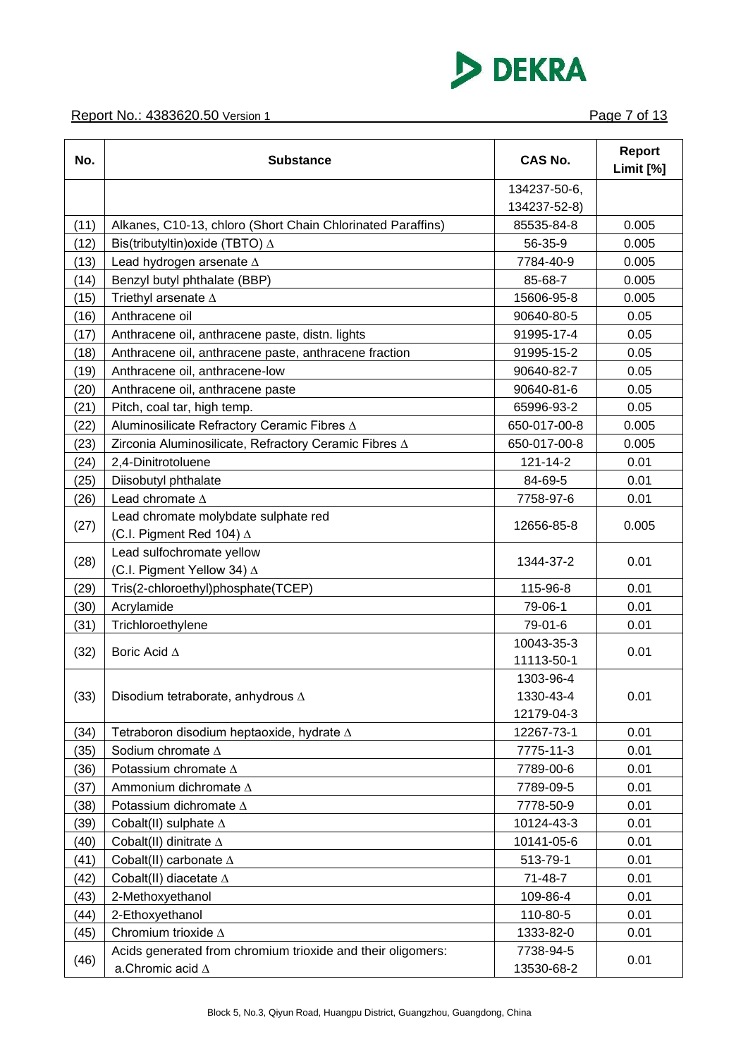| No. | Substance | CAS No. | Report Limit [%] |
|---|---|---|---|
| | | 134237-50-6, 134237-52-8) | |
| (11) | Alkanes, C10-13, chloro (Short Chain Chlorinated Paraffins) | 85535-84-8 | 0.005 |
| (12) | Bis(tributyltin)oxide (TBTO) Δ | 56-35-9 | 0.005 |
| (13) | Lead hydrogen arsenate Δ | 7784-40-9 | 0.005 |
| (14) | Benzyl butyl phthalate (BBP) | 85-68-7 | 0.005 |
| (15) | Triethyl arsenate Δ | 15606-95-8 | 0.005 |
| (16) | Anthracene oil | 90640-80-5 | 0.05 |
| (17) | Anthracene oil, anthracene paste, distn. lights | 91995-17-4 | 0.05 |
| (18) | Anthracene oil, anthracene paste, anthracene fraction | 91995-15-2 | 0.05 |
| (19) | Anthracene oil, anthracene-low | 90640-82-7 | 0.05 |
| (20) | Anthracene oil, anthracene paste | 90640-81-6 | 0.05 |
| (21) | Pitch, coal tar, high temp. | 65996-93-2 | 0.05 |
| (22) | Aluminosilicate Refractory Ceramic Fibres Δ | 650-017-00-8 | 0.005 |
| (23) | Zirconia Aluminosilicate, Refractory Ceramic Fibres Δ | 650-017-00-8 | 0.005 |
| (24) | 2,4-Dinitrotoluene | 121-14-2 | 0.01 |
| (25) | Diisobutyl phthalate | 84-69-5 | 0.01 |
| (26) | Lead chromate Δ | 7758-97-6 | 0.01 |
| (27) | Lead chromate molybdate sulphate red (C.I. Pigment Red 104) Δ | 12656-85-8 | 0.005 |
| (28) | Lead sulfochromate yellow (C.I. Pigment Yellow 34) Δ | 1344-37-2 | 0.01 |
| (29) | Tris(2-chloroethyl)phosphate(TCEP) | 115-96-8 | 0.01 |
| (30) | Acrylamide | 79-06-1 | 0.01 |
| (31) | Trichloroethylene | 79-01-6 | 0.01 |
| (32) | Boric Acid Δ | 10043-35-3<br>11113-50-1 | 0.01 |
| (33) | Disodium tetraborate, anhydrous Δ | 1303-96-4<br>1330-43-4<br>12179-04-3 | 0.01 |
| (34) | Tetraboron disodium heptaoxide, hydrate Δ | 12267-73-1 | 0.01 |
| (35) | Sodium chromate Δ | 7775-11-3 | 0.01 |
| (36) | Potassium chromate Δ | 7789-00-6 | 0.01 |
| (37) | Ammonium dichromate Δ | 7789-09-5 | 0.01 |
| (38) | Potassium dichromate Δ | 7778-50-9 | 0.01 |
| (39) | Cobalt(II) sulphate Δ | 10124-43-3 | 0.01 |
| (40) | Cobalt(II) dinitrate Δ | 10141-05-6 | 0.01 |
| (41) | Cobalt(II) carbonate Δ | 513-79-1 | 0.01 |
| (42) | Cobalt(II) diacetate Δ | 71-48-7 | 0.01 |
| (43) | 2-Methoxyethanol | 109-86-4 | 0.01 |
| (44) | 2-Ethoxyethanol | 110-80-5 | 0.01 |
| (45) | Chromium trioxide Δ | 1333-82-0 | 0.01 |
| (46) | Acids generated from chromium trioxide and their oligomers: a.Chromic acid Δ | 7738-94-5<br>13530-68-2 | 0.01 |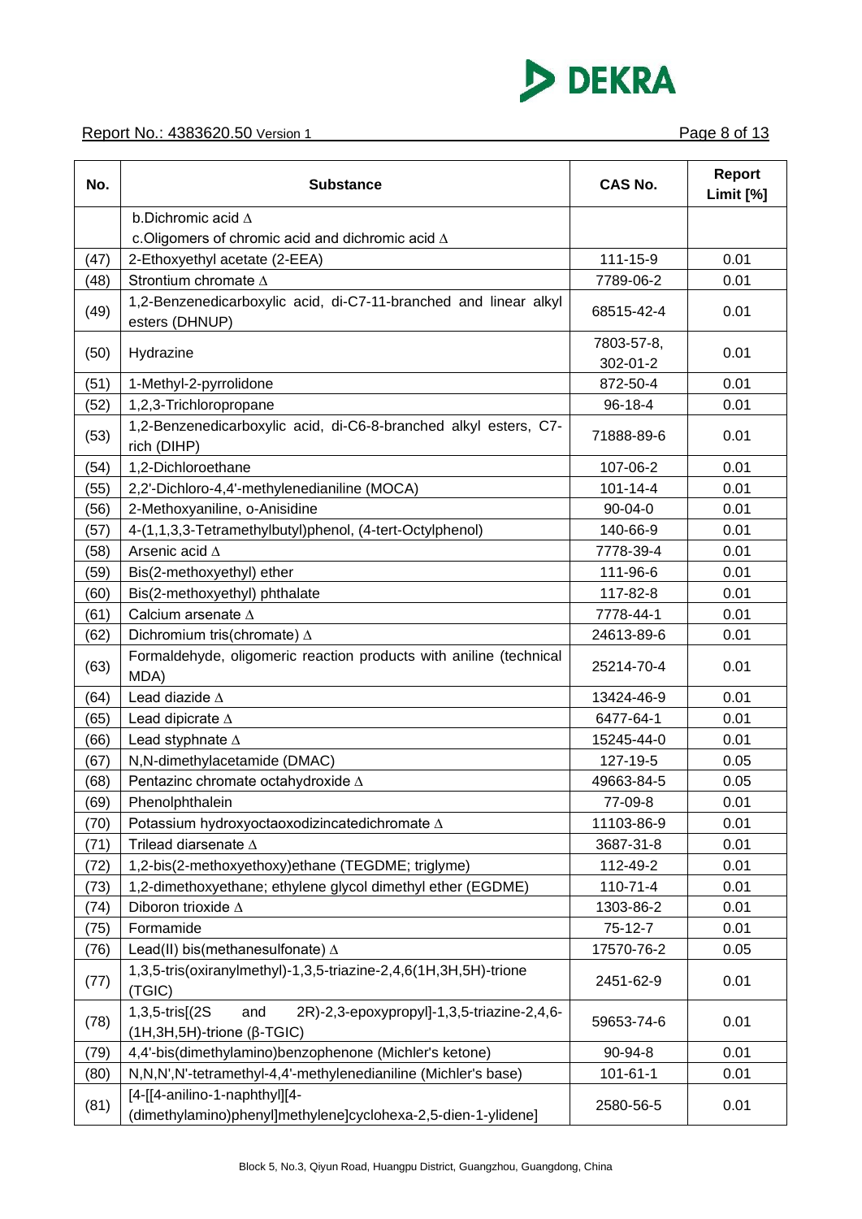| No. | Substance | CAS No. | Report Limit [%] |
|---|---|---|---|
| | b.Dichromic acid Δ<br>c.Oligomers of chromic acid and dichromic acid Δ | | |
| (47) | 2-Ethoxyethyl acetate (2-EEA) | 111-15-9 | 0.01 |
| (48) | Strontium chromate Δ | 7789-06-2 | 0.01 |
| (49) | 1,2-Benzenedicarboxylic acid, di-C7-11-branched and linear alkyl esters (DHNUP) | 68515-42-4 | 0.01 |
| (50) | Hydrazine | 7803-57-8,<br>302-01-2 | 0.01 |
| (51) | 1-Methyl-2-pyrrolidone | 872-50-4 | 0.01 |
| (52) | 1,2,3-Trichloropropane | 96-18-4 | 0.01 |
| (53) | 1,2-Benzenedicarboxylic acid, di-C6-8-branched alkyl esters, C7-rich (DIHP) | 71888-89-6 | 0.01 |
| (54) | 1,2-Dichloroethane | 107-06-2 | 0.01 |
| (55) | 2,2'-Dichloro-4,4'-methylenedianiline (MOCA) | 101-14-4 | 0.01 |
| (56) | 2-Methoxyaniline, o-Anisidine | 90-04-0 | 0.01 |
| (57) | 4-(1,1,3,3-Tetramethylbutyl)phenol, (4-tert-Octylphenol) | 140-66-9 | 0.01 |
| (58) | Arsenic acid Δ | 7778-39-4 | 0.01 |
| (59) | Bis(2-methoxyethyl) ether | 111-96-6 | 0.01 |
| (60) | Bis(2-methoxyethyl) phthalate | 117-82-8 | 0.01 |
| (61) | Calcium arsenate Δ | 7778-44-1 | 0.01 |
| (62) | Dichromium tris(chromate) Δ | 24613-89-6 | 0.01 |
| (63) | Formaldehyde, oligomeric reaction products with aniline (technical MDA) | 25214-70-4 | 0.01 |
| (64) | Lead diazide Δ | 13424-46-9 | 0.01 |
| (65) | Lead dipicrate Δ | 6477-64-1 | 0.01 |
| (66) | Lead styphnate Δ | 15245-44-0 | 0.01 |
| (67) | N,N-dimethylacetamide (DMAC) | 127-19-5 | 0.05 |
| (68) | Pentazinc chromate octahydroxide Δ | 49663-84-5 | 0.05 |
| (69) | Phenolphthalein | 77-09-8 | 0.01 |
| (70) | Potassium hydroxyoctaoxodizincatedichromate Δ | 11103-86-9 | 0.01 |
| (71) | Trilead diarsenate Δ | 3687-31-8 | 0.01 |
| (72) | 1,2-bis(2-methoxyethoxy)ethane (TEGDME; triglyme) | 112-49-2 | 0.01 |
| (73) | 1,2-dimethoxyethane; ethylene glycol dimethyl ether (EGDME) | 110-71-4 | 0.01 |
| (74) | Diboron trioxide Δ | 1303-86-2 | 0.01 |
| (75) | Formamide | 75-12-7 | 0.01 |
| (76) | Lead(II) bis(methanesulfonate) Δ | 17570-76-2 | 0.05 |
| (77) | 1,3,5-tris(oxiranylmethyl)-1,3,5-triazine-2,4,6(1H,3H,5H)-trione (TGIC) | 2451-62-9 | 0.01 |
| (78) | 1,3,5-tris[(2S and 2R)-2,3-epoxypropyl]-1,3,5-triazine-2,4,6-(1H,3H,5H)-trione (β-TGIC) | 59653-74-6 | 0.01 |
| (79) | 4,4'-bis(dimethylamino)benzophenone (Michler's ketone) | 90-94-8 | 0.01 |
| (80) | N,N,N',N'-tetramethyl-4,4'-methylenedianiline (Michler's base) | 101-61-1 | 0.01 |
| (81) | [4-[[4-anilino-1-naphthyl][4-(dimethylamino)phenyl]methylene]cyclohexa-2,5-dien-1-ylidene] | 2580-56-5 | 0.01 |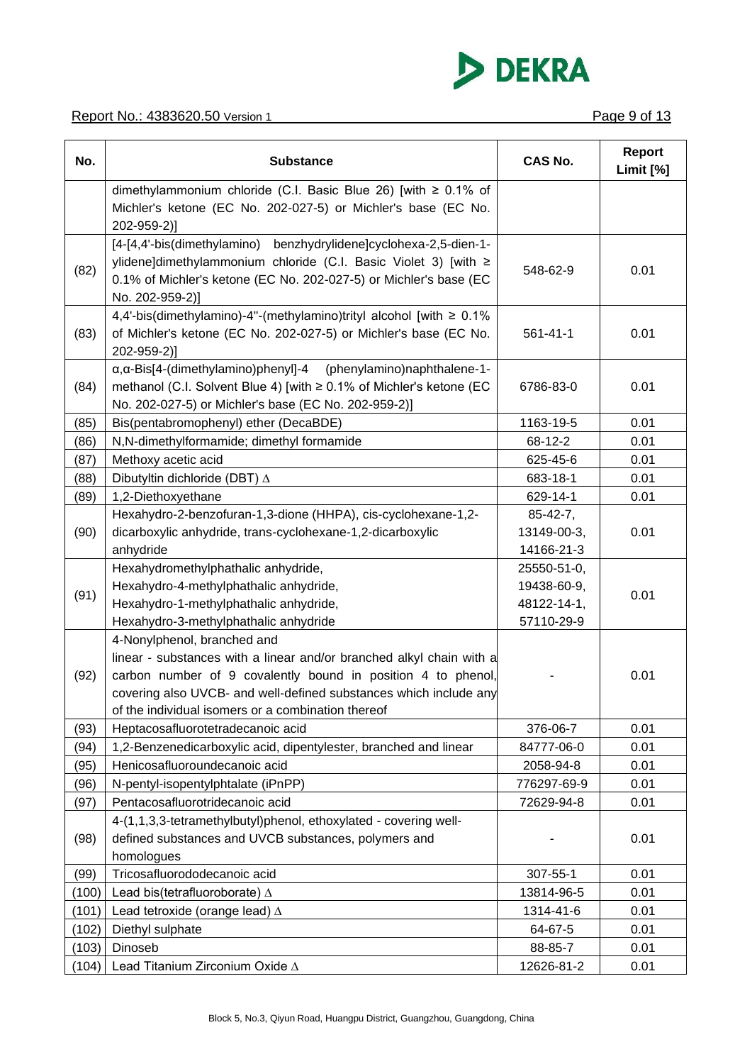| No. | Substance | CAS No. | Report Limit [%] |
|---|---|---|---|
| | dimethylammonium chloride (C.I. Basic Blue 26) [with ≥ 0.1% of Michler's ketone (EC No. 202-027-5) or Michler's base (EC No. 202-959-2)] | | |
| (82) | [4-[4,4'-bis(dimethylamino) benzhydrylidene]cyclohexa-2,5-dien-1-ylidene]dimethylammonium chloride (C.I. Basic Violet 3) [with ≥ 0.1% of Michler's ketone (EC No. 202-027-5) or Michler's base (EC No. 202-959-2)] | 548-62-9 | 0.01 |
| (83) | 4,4'-bis(dimethylamino)-4''-(methylamino)trityl alcohol [with ≥ 0.1% of Michler's ketone (EC No. 202-027-5) or Michler's base (EC No. 202-959-2)] | 561-41-1 | 0.01 |
| (84) | α,α-Bis[4-(dimethylamino)phenyl]-4 (phenylamino)naphthalene-1-methanol (C.I. Solvent Blue 4) [with ≥ 0.1% of Michler's ketone (EC No. 202-027-5) or Michler's base (EC No. 202-959-2)] | 6786-83-0 | 0.01 |
| (85) | Bis(pentabromophenyl) ether (DecaBDE) | 1163-19-5 | 0.01 |
| (86) | N,N-dimethylformamide; dimethyl formamide | 68-12-2 | 0.01 |
| (87) | Methoxy acetic acid | 625-45-6 | 0.01 |
| (88) | Dibutyltin dichloride (DBT) Δ | 683-18-1 | 0.01 |
| (89) | 1,2-Diethoxyethane | 629-14-1 | 0.01 |
| (90) | Hexahydro-2-benzofuran-1,3-dione (HHPA), cis-cyclohexane-1,2-dicarboxylic anhydride, trans-cyclohexane-1,2-dicarboxylic anhydride | 85-42-7, 13149-00-3, 14166-21-3 | 0.01 |
| (91) | Hexahydromethylphathalic anhydride, Hexahydro-4-methylphathalic anhydride, Hexahydro-1-methylphathalic anhydride, Hexahydro-3-methylphathalic anhydride | 25550-51-0, 19438-60-9, 48122-14-1, 57110-29-9 | 0.01 |
| (92) | 4-Nonylphenol, branched and linear - substances with a linear and/or branched alkyl chain with a carbon number of 9 covalently bound in position 4 to phenol, covering also UVCB- and well-defined substances which include any of the individual isomers or a combination thereof | - | 0.01 |
| (93) | Heptacosafluorotetradecanoic acid | 376-06-7 | 0.01 |
| (94) | 1,2-Benzenedicarboxylic acid, dipentylester, branched and linear | 84777-06-0 | 0.01 |
| (95) | Henicosafluoroundecanoic acid | 2058-94-8 | 0.01 |
| (96) | N-pentyl-isopentylphtalate (iPnPP) | 776297-69-9 | 0.01 |
| (97) | Pentacosafluorotridecanoic acid | 72629-94-8 | 0.01 |
| (98) | 4-(1,1,3,3-tetramethylbutyl)phenol, ethoxylated - covering well-defined substances and UVCB substances, polymers and homologues | - | 0.01 |
| (99) | Tricosafluorododecanoic acid | 307-55-1 | 0.01 |
| (100) | Lead bis(tetrafluoroborate) Δ | 13814-96-5 | 0.01 |
| (101) | Lead tetroxide (orange lead) Δ | 1314-41-6 | 0.01 |
| (102) | Diethyl sulphate | 64-67-5 | 0.01 |
| (103) | Dinoseb | 88-85-7 | 0.01 |
| (104) | Lead Titanium Zirconium Oxide Δ | 12626-81-2 | 0.01 |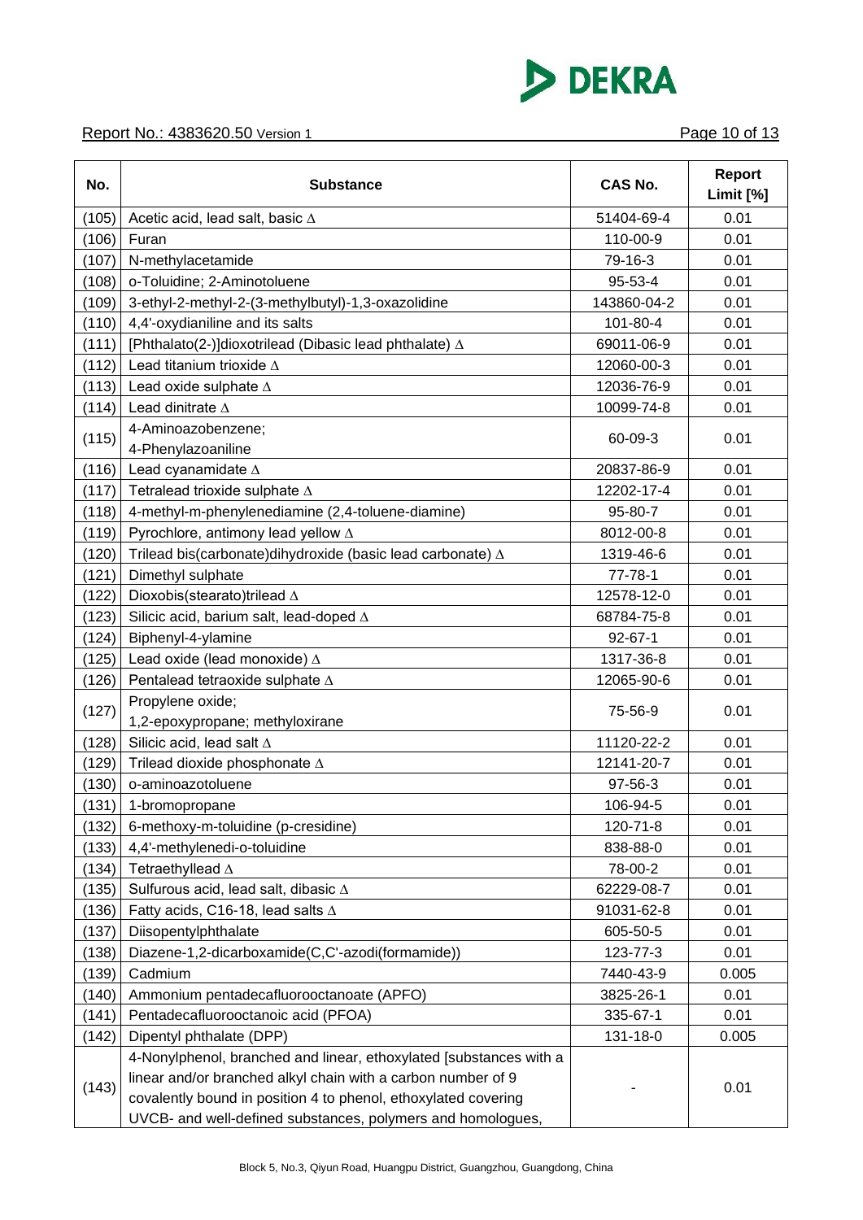| No. | Substance | CAS No. | Report Limit [%] |
|---|---|---|---|
| (105) | Acetic acid, lead salt, basic ∆ | 51404-69-4 | 0.01 |
| (106) | Furan | 110-00-9 | 0.01 |
| (107) | N-methylacetamide | 79-16-3 | 0.01 |
| (108) | o-Toluidine; 2-Aminotoluene | 95-53-4 | 0.01 |
| (109) | 3-ethyl-2-methyl-2-(3-methylbutyl)-1,3-oxazolidine | 143860-04-2 | 0.01 |
| (110) | 4,4'-oxydianiline and its salts | 101-80-4 | 0.01 |
| (111) | [Phthalato(2-)]dioxotrilead (Dibasic lead phthalate) ∆ | 69011-06-9 | 0.01 |
| (112) | Lead titanium trioxide ∆ | 12060-00-3 | 0.01 |
| (113) | Lead oxide sulphate ∆ | 12036-76-9 | 0.01 |
| (114) | Lead dinitrate ∆ | 10099-74-8 | 0.01 |
| (115) | 4-Aminoazobenzene; 4-Phenylazoaniline | 60-09-3 | 0.01 |
| (116) | Lead cyanamidate ∆ | 20837-86-9 | 0.01 |
| (117) | Tetralead trioxide sulphate ∆ | 12202-17-4 | 0.01 |
| (118) | 4-methyl-m-phenylenediamine (2,4-toluene-diamine) | 95-80-7 | 0.01 |
| (119) | Pyrochlore, antimony lead yellow ∆ | 8012-00-8 | 0.01 |
| (120) | Trilead bis(carbonate)dihydroxide (basic lead carbonate) ∆ | 1319-46-6 | 0.01 |
| (121) | Dimethyl sulphate | 77-78-1 | 0.01 |
| (122) | Dioxobis(stearato)trilead ∆ | 12578-12-0 | 0.01 |
| (123) | Silicic acid, barium salt, lead-doped ∆ | 68784-75-8 | 0.01 |
| (124) | Biphenyl-4-ylamine | 92-67-1 | 0.01 |
| (125) | Lead oxide (lead monoxide) ∆ | 1317-36-8 | 0.01 |
| (126) | Pentalead tetraoxide sulphate ∆ | 12065-90-6 | 0.01 |
| (127) | Propylene oxide; 1,2-epoxypropane; methyloxirane | 75-56-9 | 0.01 |
| (128) | Silicic acid, lead salt ∆ | 11120-22-2 | 0.01 |
| (129) | Trilead dioxide phosphonate ∆ | 12141-20-7 | 0.01 |
| (130) | o-aminoazotoluene | 97-56-3 | 0.01 |
| (131) | 1-bromopropane | 106-94-5 | 0.01 |
| (132) | 6-methoxy-m-toluidine (p-cresidine) | 120-71-8 | 0.01 |
| (133) | 4,4'-methylenedi-o-toluidine | 838-88-0 | 0.01 |
| (134) | Tetraethyllead ∆ | 78-00-2 | 0.01 |
| (135) | Sulfurous acid, lead salt, dibasic ∆ | 62229-08-7 | 0.01 |
| (136) | Fatty acids, C16-18, lead salts ∆ | 91031-62-8 | 0.01 |
| (137) | Diisopentylphthalate | 605-50-5 | 0.01 |
| (138) | Diazene-1,2-dicarboxamide(C,C'-azodi(formamide)) | 123-77-3 | 0.01 |
| (139) | Cadmium | 7440-43-9 | 0.005 |
| (140) | Ammonium pentadecafluorooctanoate (APFO) | 3825-26-1 | 0.01 |
| (141) | Pentadecafluorooctanoic acid (PFOA) | 335-67-1 | 0.01 |
| (142) | Dipentyl phthalate (DPP) | 131-18-0 | 0.005 |
| (143) | 4-Nonylphenol, branched and linear, ethoxylated [substances with a linear and/or branched alkyl chain with a carbon number of 9 covalently bound in position 4 to phenol, ethoxylated covering UVCB- and well-defined substances, polymers and homologues, | - | 0.01 |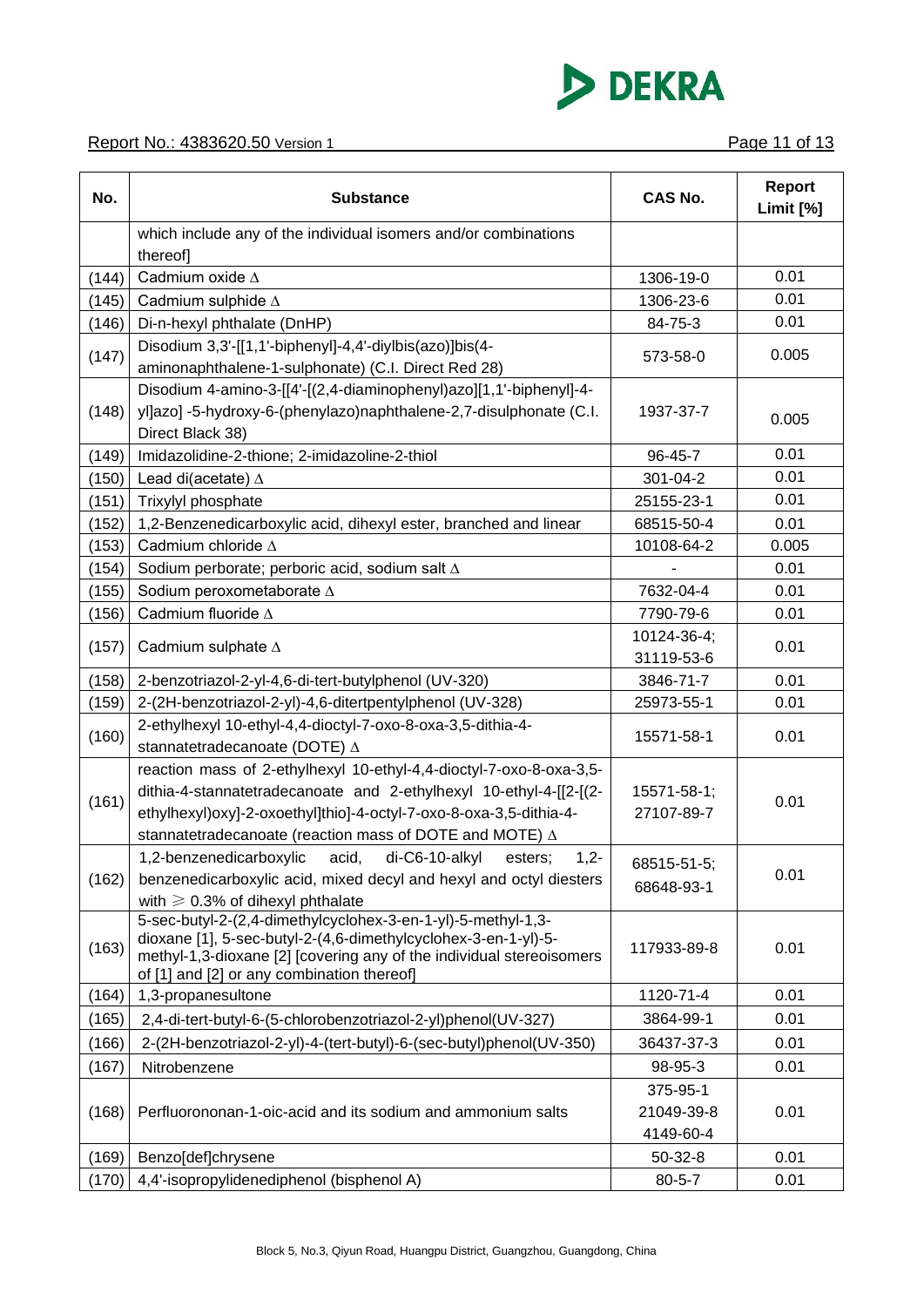| No. | Substance | CAS No. | Report Limit [%] |
|---|---|---|---|
| | which include any of the individual isomers and/or combinations thereof] | | |
| (144) | Cadmium oxide Δ | 1306-19-0 | 0.01 |
| (145) | Cadmium sulphide Δ | 1306-23-6 | 0.01 |
| (146) | Di-n-hexyl phthalate (DnHP) | 84-75-3 | 0.01 |
| (147) | Disodium 3,3'-[[1,1'-biphenyl]-4,4'-diylbis(azo)]bis(4-aminonaphthalene-1-sulphonate) (C.I. Direct Red 28) | 573-58-0 | 0.005 |
| (148) | Disodium 4-amino-3-[[4'-[(2,4-diaminophenyl)azo][1,1'-biphenyl]-4-yl]azo] -5-hydroxy-6-(phenylazo)naphthalene-2,7-disulphonate (C.I. Direct Black 38) | 1937-37-7 | 0.005 |
| (149) | Imidazolidine-2-thione; 2-imidazoline-2-thiol | 96-45-7 | 0.01 |
| (150) | Lead di(acetate) Δ | 301-04-2 | 0.01 |
| (151) | Trixylyl phosphate | 25155-23-1 | 0.01 |
| (152) | 1,2-Benzenedicarboxylic acid, dihexyl ester, branched and linear | 68515-50-4 | 0.01 |
| (153) | Cadmium chloride Δ | 10108-64-2 | 0.005 |
| (154) | Sodium perborate; perboric acid, sodium salt Δ | - | 0.01 |
| (155) | Sodium peroxometaborate Δ | 7632-04-4 | 0.01 |
| (156) | Cadmium fluoride Δ | 7790-79-6 | 0.01 |
| (157) | Cadmium sulphate Δ | 10124-36-4; 31119-53-6 | 0.01 |
| (158) | 2-benzotriazol-2-yl-4,6-di-tert-butylphenol (UV-320) | 3846-71-7 | 0.01 |
| (159) | 2-(2H-benzotriazol-2-yl)-4,6-ditertpentylphenol (UV-328) | 25973-55-1 | 0.01 |
| (160) | 2-ethylhexyl 10-ethyl-4,4-dioctyl-7-oxo-8-oxa-3,5-dithia-4-stannatetradecanoate (DOTE) Δ | 15571-58-1 | 0.01 |
| (161) | reaction mass of 2-ethylhexyl 10-ethyl-4,4-dioctyl-7-oxo-8-oxa-3,5-dithia-4-stannatetradecanoate and 2-ethylhexyl 10-ethyl-4-[[2-[(2-ethylhexyl)oxy]-2-oxoethyl]thio]-4-octyl-7-oxo-8-oxa-3,5-dithia-4-stannatetradecanoate (reaction mass of DOTE and MOTE) Δ | 15571-58-1; 27107-89-7 | 0.01 |
| (162) | 1,2-benzenedicarboxylic acid, di-C6-10-alkyl esters; 1,2-benzenedicarboxylic acid, mixed decyl and hexyl and octyl diesters with ≥ 0.3% of dihexyl phthalate | 68515-51-5; 68648-93-1 | 0.01 |
| (163) | 5-sec-butyl-2-(2,4-dimethylcyclohex-3-en-1-yl)-5-methyl-1,3-dioxane [1], 5-sec-butyl-2-(4,6-dimethylcyclohex-3-en-1-yl)-5-methyl-1,3-dioxane [2] [covering any of the individual stereoisomers of [1] and [2] or any combination thereof] | 117933-89-8 | 0.01 |
| (164) | 1,3-propanesultone | 1120-71-4 | 0.01 |
| (165) | 2,4-di-tert-butyl-6-(5-chlorobenzotriazol-2-yl)phenol(UV-327) | 3864-99-1 | 0.01 |
| (166) | 2-(2H-benzotriazol-2-yl)-4-(tert-butyl)-6-(sec-butyl)phenol(UV-350) | 36437-37-3 | 0.01 |
| (167) | Nitrobenzene | 98-95-3 | 0.01 |
| (168) | Perfluorononan-1-oic-acid and its sodium and ammonium salts | 375-95-1 21049-39-8 4149-60-4 | 0.01 |
| (169) | Benzo[def]chrysene | 50-32-8 | 0.01 |
| (170) | 4,4'-isopropylidenediphenol (bisphenol A) | 80-5-7 | 0.01 |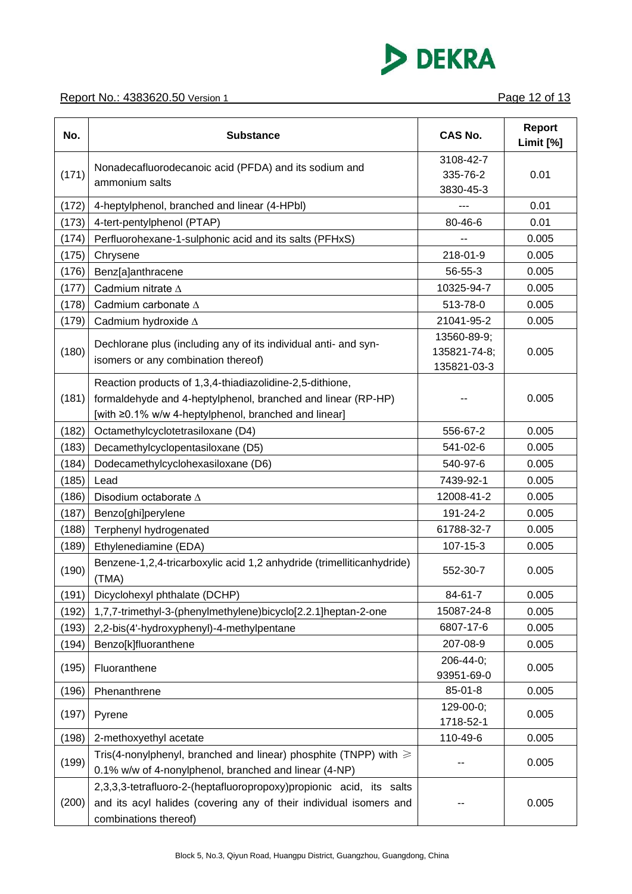| No. | Substance | CAS No. | Report Limit [%] |
|---|---|---|---|
| (171) | Nonadecafluorodecanoic acid (PFDA) and its sodium and ammonium salts | 3108-42-7<br>335-76-2<br>3830-45-3 | 0.01 |
| (172) | 4-heptylphenol, branched and linear (4-HPbl) | --- | 0.01 |
| (173) | 4-tert-pentylphenol (PTAP) | 80-46-6 | 0.01 |
| (174) | Perfluorohexane-1-sulphonic acid and its salts (PFHxS) | -- | 0.005 |
| (175) | Chrysene | 218-01-9 | 0.005 |
| (176) | Benz[a]anthracene | 56-55-3 | 0.005 |
| (177) | Cadmium nitrate Δ | 10325-94-7 | 0.005 |
| (178) | Cadmium carbonate Δ | 513-78-0 | 0.005 |
| (179) | Cadmium hydroxide Δ | 21041-95-2 | 0.005 |
| (180) | Dechlorane plus (including any of its individual anti- and syn-isomers or any combination thereof) | 13560-89-9;<br>135821-74-8;<br>135821-03-3 | 0.005 |
| (181) | Reaction products of 1,3,4-thiadiazolidine-2,5-dithione, formaldehyde and 4-heptylphenol, branched and linear (RP-HP) [with ≥0.1% w/w 4-heptylphenol, branched and linear] | -- | 0.005 |
| (182) | Octamethylcyclotetrasiloxane (D4) | 556-67-2 | 0.005 |
| (183) | Decamethylcyclopentasiloxane (D5) | 541-02-6 | 0.005 |
| (184) | Dodecamethylcyclohexasiloxane (D6) | 540-97-6 | 0.005 |
| (185) | Lead | 7439-92-1 | 0.005 |
| (186) | Disodium octaborate Δ | 12008-41-2 | 0.005 |
| (187) | Benzo[ghi]perylene | 191-24-2 | 0.005 |
| (188) | Terphenyl hydrogenated | 61788-32-7 | 0.005 |
| (189) | Ethylenediamine (EDA) | 107-15-3 | 0.005 |
| (190) | Benzene-1,2,4-tricarboxylic acid 1,2 anhydride (trimelliticanhydride) (TMA) | 552-30-7 | 0.005 |
| (191) | Dicyclohexyl phthalate (DCHP) | 84-61-7 | 0.005 |
| (192) | 1,7,7-trimethyl-3-(phenylmethylene)bicyclo[2.2.1]heptan-2-one | 15087-24-8 | 0.005 |
| (193) | 2,2-bis(4'-hydroxyphenyl)-4-methylpentane | 6807-17-6 | 0.005 |
| (194) | Benzo[k]fluoranthene | 207-08-9 | 0.005 |
| (195) | Fluoranthene | 206-44-0;<br>93951-69-0 | 0.005 |
| (196) | Phenanthrene | 85-01-8 | 0.005 |
| (197) | Pyrene | 129-00-0;<br>1718-52-1 | 0.005 |
| (198) | 2-methoxyethyl acetate | 110-49-6 | 0.005 |
| (199) | Tris(4-nonylphenyl, branched and linear) phosphite (TNPP) with ≥ 0.1% w/w of 4-nonylphenol, branched and linear (4-NP) | -- | 0.005 |
| (200) | 2,3,3,3-tetrafluoro-2-(heptafluoropropoxy)propionic acid, its salts and its acyl halides (covering any of their individual isomers and combinations thereof) | -- | 0.005 |

Block 5, No.3, Qiyun Road, Huangpu District, Guangzhou, Guangdong, China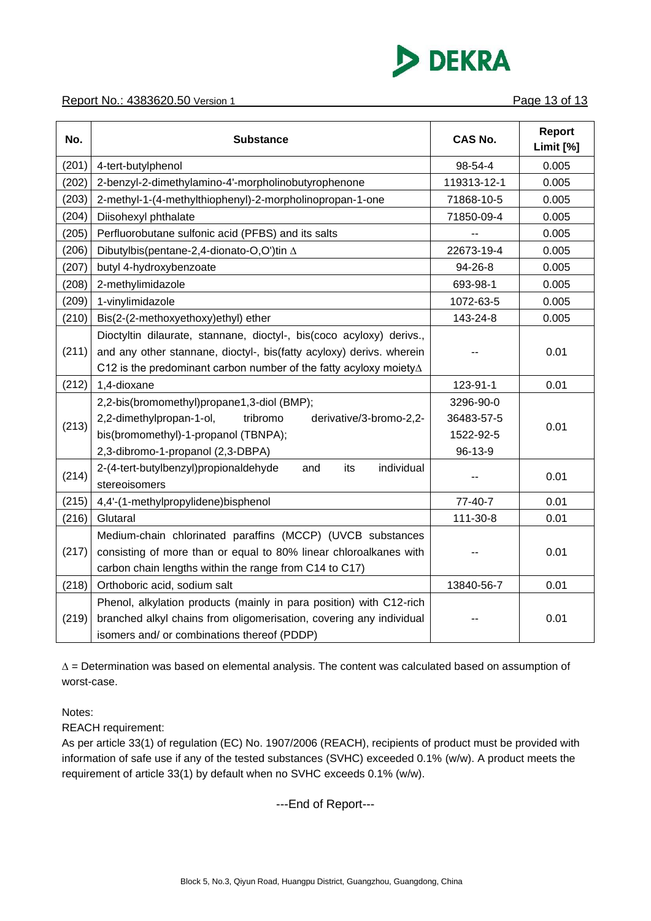| No. | Substance | CAS No. | Report Limit [%] |
|---|---|---|---|
| (201) | 4-tert-butylphenol | 98-54-4 | 0.005 |
| (202) | 2-benzyl-2-dimethylamino-4'-morpholinobutyrophenone | 119313-12-1 | 0.005 |
| (203) | 2-methyl-1-(4-methylthiophenyl)-2-morpholinopropan-1-one | 71868-10-5 | 0.005 |
| (204) | Diisohexyl phthalate | 71850-09-4 | 0.005 |
| (205) | Perfluorobutane sulfonic acid (PFBS) and its salts | -- | 0.005 |
| (206) | Dibutylbis(pentane-2,4-dionato-O,O')tin Δ | 22673-19-4 | 0.005 |
| (207) | butyl 4-hydroxybenzoate | 94-26-8 | 0.005 |
| (208) | 2-methylimidazole | 693-98-1 | 0.005 |
| (209) | 1-vinylimidazole | 1072-63-5 | 0.005 |
| (210) | Bis(2-(2-methoxyethoxy)ethyl) ether | 143-24-8 | 0.005 |
| (211) | Dioctyltin dilaurate, stannane, dioctyl-, bis(coco acyloxy) derivs., and any other stannane, dioctyl-, bis(fatty acyloxy) derivs. wherein C12 is the predominant carbon number of the fatty acyloxy moietyΔ | -- | 0.01 |
| (212) | 1,4-dioxane | 123-91-1 | 0.01 |
| (213) | 2,2-bis(bromomethyl)propane1,3-diol (BMP);<br>2,2-dimethylpropan-1-ol, tribromo derivative/3-bromo-2,2-bis(bromomethyl)-1-propanol (TBNPA);<br>2,3-dibromo-1-propanol (2,3-DBPA) | 3296-90-0<br>36483-57-5<br>1522-92-5<br>96-13-9 | 0.01 |
| (214) | 2-(4-tert-butylbenzyl)propionaldehyde and its individual stereoisomers | -- | 0.01 |
| (215) | 4,4'-(1-methylpropylidene)bisphenol | 77-40-7 | 0.01 |
| (216) | Glutaral | 111-30-8 | 0.01 |
| (217) | Medium-chain chlorinated paraffins (MCCP) (UVCB substances consisting of more than or equal to 80% linear chloroalkanes with carbon chain lengths within the range from C14 to C17) | -- | 0.01 |
| (218) | Orthoboric acid, sodium salt | 13840-56-7 | 0.01 |
| (219) | Phenol, alkylation products (mainly in para position) with C12-rich branched alkyl chains from oligomerisation, covering any individual isomers and/ or combinations thereof (PDDP) | -- | 0.01 |

Δ = Determination was based on elemental analysis. The content was calculated based on assumption of worst-case.

Notes:

REACH requirement:

As per article 33(1) of regulation (EC) No. 1907/2006 (REACH), recipients of product must be provided with information of safe use if any of the tested substances (SVHC) exceeded 0.1% (w/w). A product meets the requirement of article 33(1) by default when no SVHC exceeds 0.1% (w/w).

---End of Report---

Block 5, No.3, Qiyun Road, Huangpu District, Guangzhou, Guangdong, China